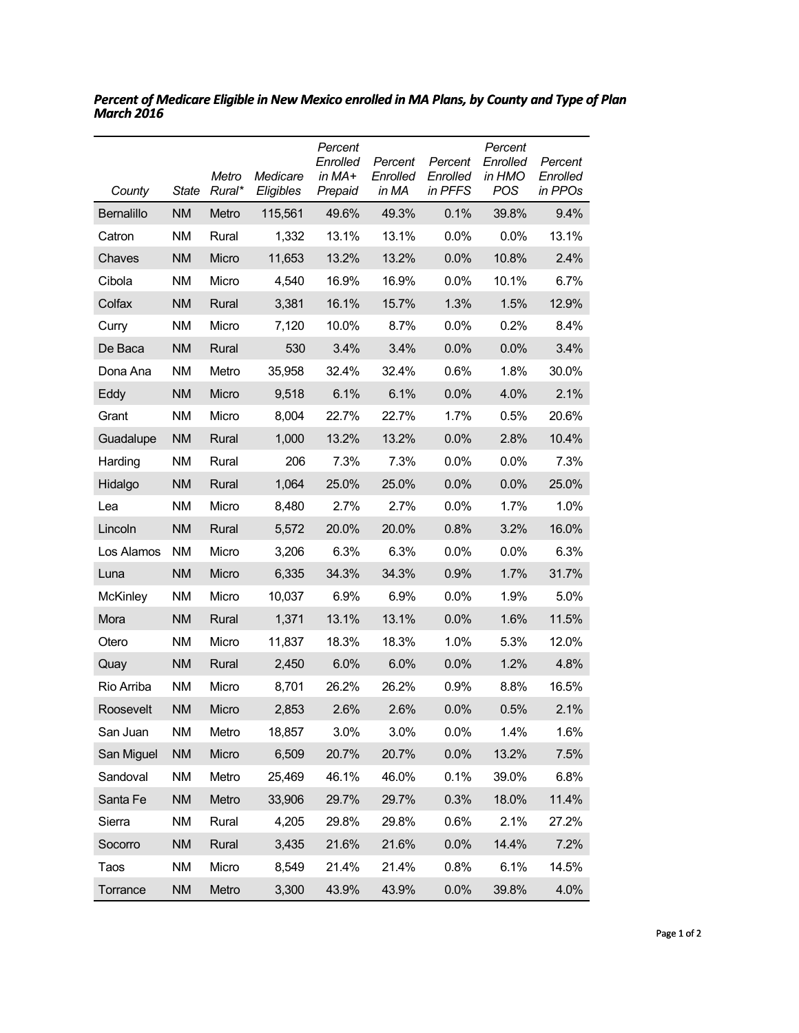***Percent of Medicare Eligible in New Mexico enrolled in MA Plans, by County and Type of Plan March 2016***

| County | State | Metro Rural* | Medicare Eligibles | Percent Enrolled in MA+ Prepaid | Percent Enrolled in MA | Percent Enrolled in PFFS | Percent Enrolled in HMO POS | Percent Enrolled in PPOs |
|---|---|---|---|---|---|---|---|---|
| Bernalillo | NM | Metro | 115,561 | 49.6% | 49.3% | 0.1% | 39.8% | 9.4% |
| Catron | NM | Rural | 1,332 | 13.1% | 13.1% | 0.0% | 0.0% | 13.1% |
| Chaves | NM | Micro | 11,653 | 13.2% | 13.2% | 0.0% | 10.8% | 2.4% |
| Cibola | NM | Micro | 4,540 | 16.9% | 16.9% | 0.0% | 10.1% | 6.7% |
| Colfax | NM | Rural | 3,381 | 16.1% | 15.7% | 1.3% | 1.5% | 12.9% |
| Curry | NM | Micro | 7,120 | 10.0% | 8.7% | 0.0% | 0.2% | 8.4% |
| De Baca | NM | Rural | 530 | 3.4% | 3.4% | 0.0% | 0.0% | 3.4% |
| Dona Ana | NM | Metro | 35,958 | 32.4% | 32.4% | 0.6% | 1.8% | 30.0% |
| Eddy | NM | Micro | 9,518 | 6.1% | 6.1% | 0.0% | 4.0% | 2.1% |
| Grant | NM | Micro | 8,004 | 22.7% | 22.7% | 1.7% | 0.5% | 20.6% |
| Guadalupe | NM | Rural | 1,000 | 13.2% | 13.2% | 0.0% | 2.8% | 10.4% |
| Harding | NM | Rural | 206 | 7.3% | 7.3% | 0.0% | 0.0% | 7.3% |
| Hidalgo | NM | Rural | 1,064 | 25.0% | 25.0% | 0.0% | 0.0% | 25.0% |
| Lea | NM | Micro | 8,480 | 2.7% | 2.7% | 0.0% | 1.7% | 1.0% |
| Lincoln | NM | Rural | 5,572 | 20.0% | 20.0% | 0.8% | 3.2% | 16.0% |
| Los Alamos | NM | Micro | 3,206 | 6.3% | 6.3% | 0.0% | 0.0% | 6.3% |
| Luna | NM | Micro | 6,335 | 34.3% | 34.3% | 0.9% | 1.7% | 31.7% |
| McKinley | NM | Micro | 10,037 | 6.9% | 6.9% | 0.0% | 1.9% | 5.0% |
| Mora | NM | Rural | 1,371 | 13.1% | 13.1% | 0.0% | 1.6% | 11.5% |
| Otero | NM | Micro | 11,837 | 18.3% | 18.3% | 1.0% | 5.3% | 12.0% |
| Quay | NM | Rural | 2,450 | 6.0% | 6.0% | 0.0% | 1.2% | 4.8% |
| Rio Arriba | NM | Micro | 8,701 | 26.2% | 26.2% | 0.9% | 8.8% | 16.5% |
| Roosevelt | NM | Micro | 2,853 | 2.6% | 2.6% | 0.0% | 0.5% | 2.1% |
| San Juan | NM | Metro | 18,857 | 3.0% | 3.0% | 0.0% | 1.4% | 1.6% |
| San Miguel | NM | Micro | 6,509 | 20.7% | 20.7% | 0.0% | 13.2% | 7.5% |
| Sandoval | NM | Metro | 25,469 | 46.1% | 46.0% | 0.1% | 39.0% | 6.8% |
| Santa Fe | NM | Metro | 33,906 | 29.7% | 29.7% | 0.3% | 18.0% | 11.4% |
| Sierra | NM | Rural | 4,205 | 29.8% | 29.8% | 0.6% | 2.1% | 27.2% |
| Socorro | NM | Rural | 3,435 | 21.6% | 21.6% | 0.0% | 14.4% | 7.2% |
| Taos | NM | Micro | 8,549 | 21.4% | 21.4% | 0.8% | 6.1% | 14.5% |
| Torrance | NM | Metro | 3,300 | 43.9% | 43.9% | 0.0% | 39.8% | 4.0% |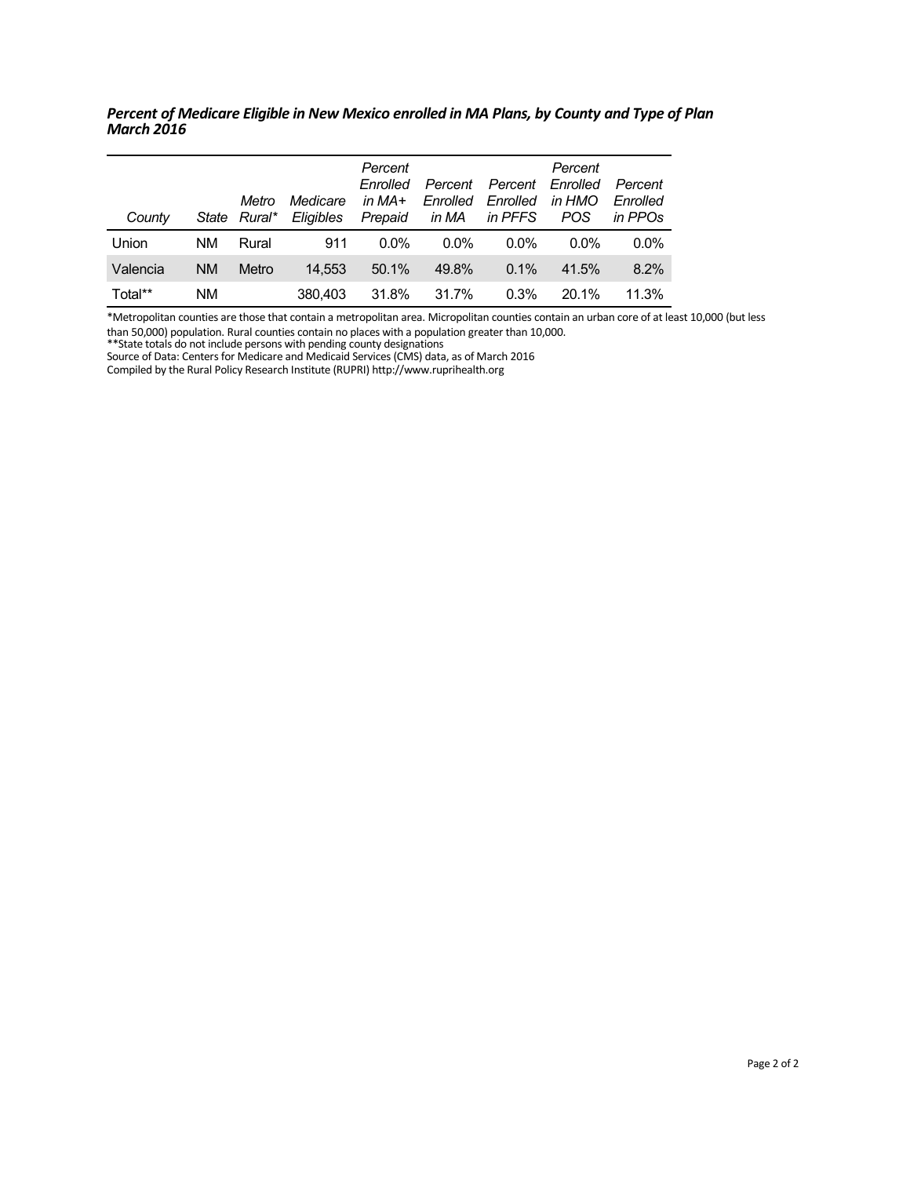***Percent of Medicare Eligible in New Mexico enrolled in MA Plans, by County and Type of Plan March 2016***

| *County* | *State* | *Metro Rural** | *Medicare Eligibles* | *Percent Enrolled in MA+ Prepaid* | *Percent Enrolled in MA* | *Percent Enrolled in PFFS* | *Percent Enrolled in HMO POS* | *Percent Enrolled in PPOs* |
|---|---|---|---|---|---|---|---|---|
| Union | NM | Rural | 911 | 0.0% | 0.0% | 0.0% | 0.0% | 0.0% |
| Valencia | NM | Metro | 14,553 | 50.1% | 49.8% | 0.1% | 41.5% | 8.2% |
| Total** | NM | | 380,403 | 31.8% | 31.7% | 0.3% | 20.1% | 11.3% |

*Metropolitan counties are those that contain a metropolitan area. Micropolitan counties contain an urban core of at least 10,000 (but less than 50,000) population. Rural counties contain no places with a population greater than 10,000.

**State totals do not include persons with pending county designations

Source of Data: Centers for Medicare and Medicaid Services (CMS) data, as of March 2016

Compiled by the Rural Policy Research Institute (RUPRI) http://www.ruprihealth.org